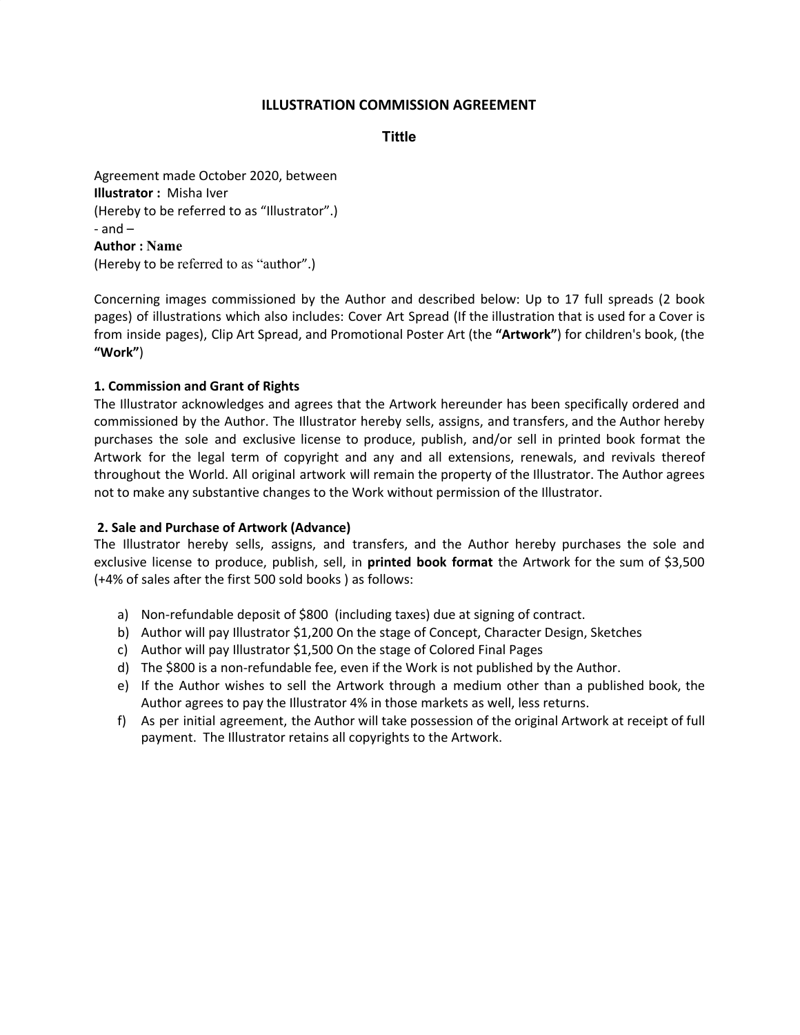# ILLUSTRATION COMMISSION AGREEMENT

## Tittle

Agreement made October 2020, between
**Illustrator :** Misha Iver
(Hereby to be referred to as "Illustrator".)
- and –
**Author : Name**
(Hereby to be referred to as "author".)

Concerning images commissioned by the Author and described below: Up to 17 full spreads (2 book pages) of illustrations which also includes: Cover Art Spread (If the illustration that is used for a Cover is from inside pages), Clip Art Spread, and Promotional Poster Art (the **"Artwork"**) for children's book, (the **"Work"**)

### 1. Commission and Grant of Rights

The Illustrator acknowledges and agrees that the Artwork hereunder has been specifically ordered and commissioned by the Author. The Illustrator hereby sells, assigns, and transfers, and the Author hereby purchases the sole and exclusive license to produce, publish, and/or sell in printed book format the Artwork for the legal term of copyright and any and all extensions, renewals, and revivals thereof throughout the World. All original artwork will remain the property of the Illustrator. The Author agrees not to make any substantive changes to the Work without permission of the Illustrator.

### 2. Sale and Purchase of Artwork (Advance)

The Illustrator hereby sells, assigns, and transfers, and the Author hereby purchases the sole and exclusive license to produce, publish, sell, in **printed book format** the Artwork for the sum of $3,500 (+4% of sales after the first 500 sold books ) as follows:

a) Non-refundable deposit of $800 (including taxes) due at signing of contract.
b) Author will pay Illustrator $1,200 On the stage of Concept, Character Design, Sketches
c) Author will pay Illustrator $1,500 On the stage of Colored Final Pages
d) The $800 is a non-refundable fee, even if the Work is not published by the Author.
e) If the Author wishes to sell the Artwork through a medium other than a published book, the Author agrees to pay the Illustrator 4% in those markets as well, less returns.
f) As per initial agreement, the Author will take possession of the original Artwork at receipt of full payment. The Illustrator retains all copyrights to the Artwork.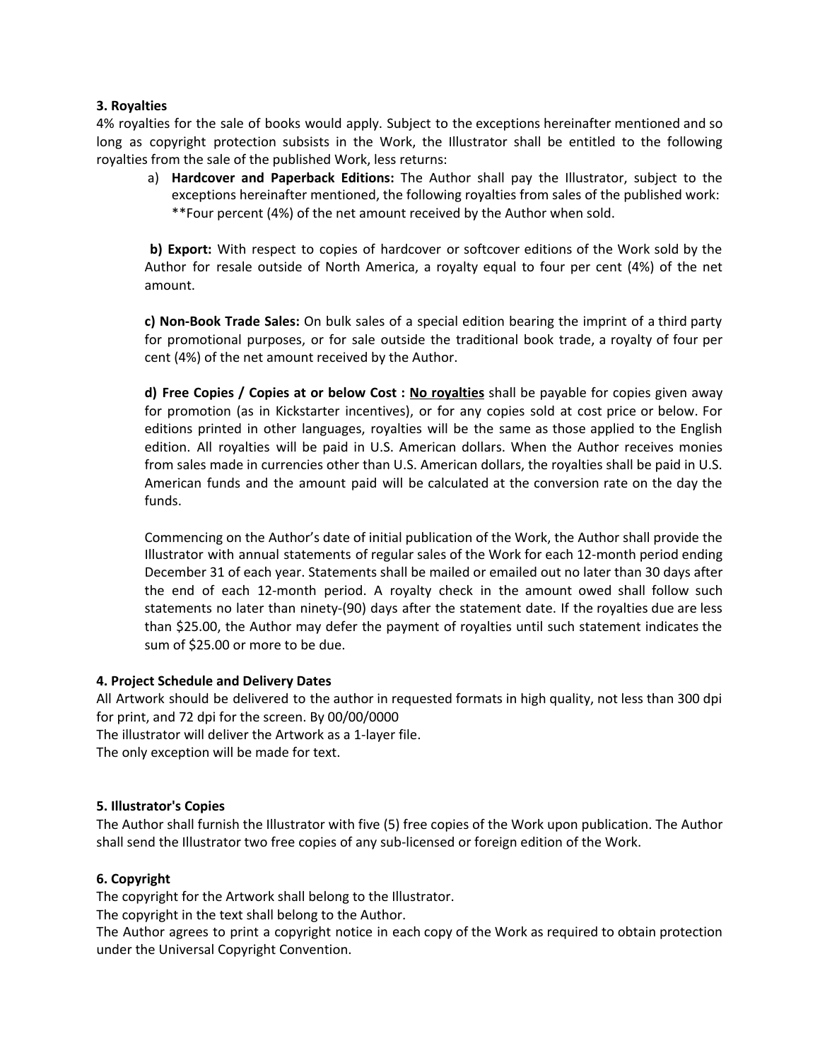**3. Royalties**

4% royalties for the sale of books would apply. Subject to the exceptions hereinafter mentioned and so long as copyright protection subsists in the Work, the Illustrator shall be entitled to the following royalties from the sale of the published Work, less returns:

a) **Hardcover and Paperback Editions:** The Author shall pay the Illustrator, subject to the exceptions hereinafter mentioned, the following royalties from sales of the published work: **Four percent (4%) of the net amount received by the Author when sold.

**b) Export:** With respect to copies of hardcover or softcover editions of the Work sold by the Author for resale outside of North America, a royalty equal to four per cent (4%) of the net amount.

**c) Non-Book Trade Sales:** On bulk sales of a special edition bearing the imprint of a third party for promotional purposes, or for sale outside the traditional book trade, a royalty of four per cent (4%) of the net amount received by the Author.

**d) Free Copies / Copies at or below Cost :** **<u>No royalties</u>** shall be payable for copies given away for promotion (as in Kickstarter incentives), or for any copies sold at cost price or below. For editions printed in other languages, royalties will be the same as those applied to the English edition. All royalties will be paid in U.S. American dollars. When the Author receives monies from sales made in currencies other than U.S. American dollars, the royalties shall be paid in U.S. American funds and the amount paid will be calculated at the conversion rate on the day the funds.

Commencing on the Author's date of initial publication of the Work, the Author shall provide the Illustrator with annual statements of regular sales of the Work for each 12-month period ending December 31 of each year. Statements shall be mailed or emailed out no later than 30 days after the end of each 12-month period. A royalty check in the amount owed shall follow such statements no later than ninety-(90) days after the statement date. If the royalties due are less than $25.00, the Author may defer the payment of royalties until such statement indicates the sum of $25.00 or more to be due.

**4. Project Schedule and Delivery Dates**

All Artwork should be delivered to the author in requested formats in high quality, not less than 300 dpi for print, and 72 dpi for the screen. By 00/00/0000
The illustrator will deliver the Artwork as a 1-layer file.
The only exception will be made for text.

**5. Illustrator's Copies**

The Author shall furnish the Illustrator with five (5) free copies of the Work upon publication. The Author shall send the Illustrator two free copies of any sub-licensed or foreign edition of the Work.

**6. Copyright**

The copyright for the Artwork shall belong to the Illustrator.
The copyright in the text shall belong to the Author.
The Author agrees to print a copyright notice in each copy of the Work as required to obtain protection under the Universal Copyright Convention.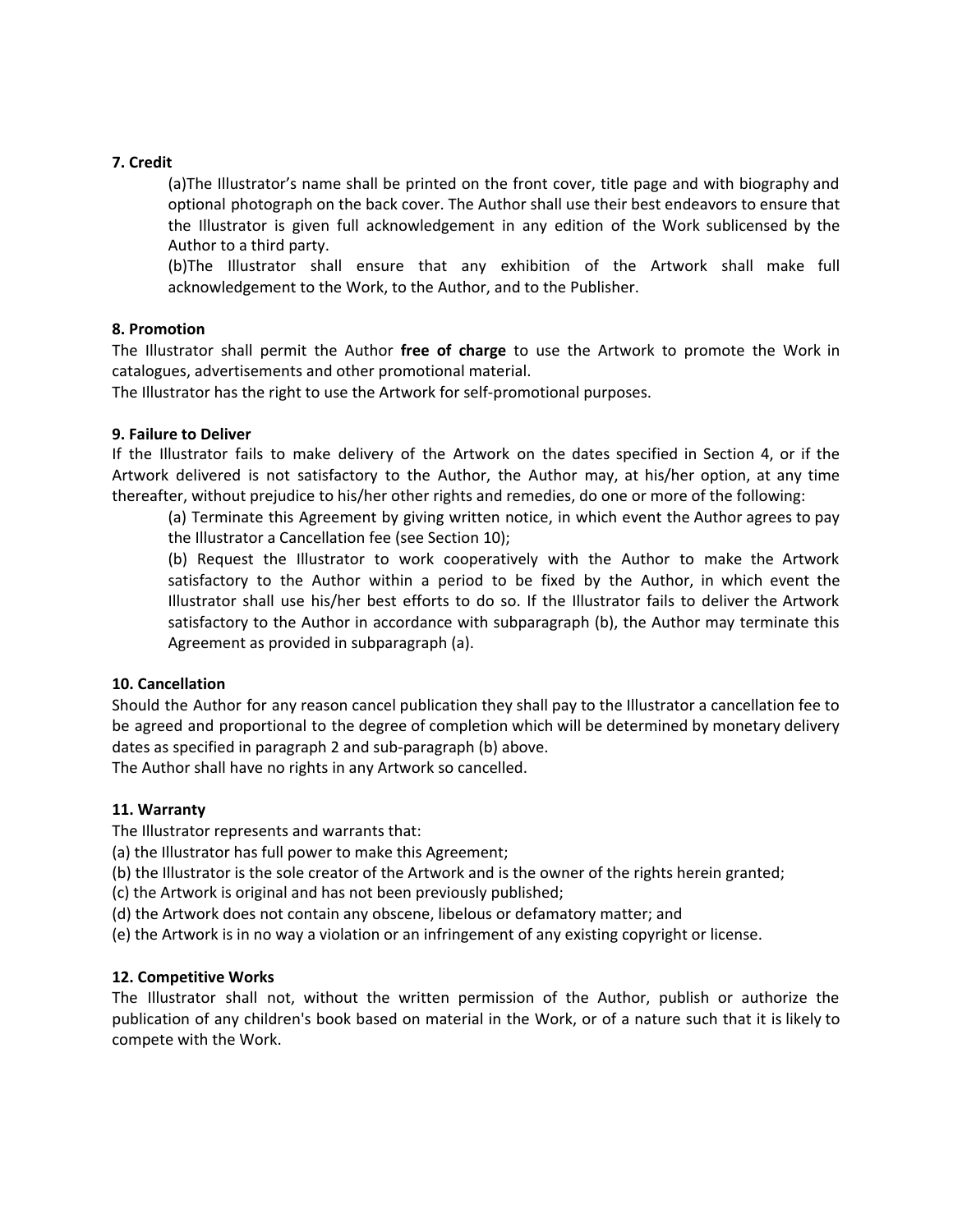**7. Credit**

(a)The Illustrator's name shall be printed on the front cover, title page and with biography and optional photograph on the back cover. The Author shall use their best endeavors to ensure that the Illustrator is given full acknowledgement in any edition of the Work sublicensed by the Author to a third party.

(b)The Illustrator shall ensure that any exhibition of the Artwork shall make full acknowledgement to the Work, to the Author, and to the Publisher.

**8. Promotion**

The Illustrator shall permit the Author **free of charge** to use the Artwork to promote the Work in catalogues, advertisements and other promotional material.

The Illustrator has the right to use the Artwork for self-promotional purposes.

**9. Failure to Deliver**

If the Illustrator fails to make delivery of the Artwork on the dates specified in Section 4, or if the Artwork delivered is not satisfactory to the Author, the Author may, at his/her option, at any time thereafter, without prejudice to his/her other rights and remedies, do one or more of the following:

(a) Terminate this Agreement by giving written notice, in which event the Author agrees to pay the Illustrator a Cancellation fee (see Section 10);

(b) Request the Illustrator to work cooperatively with the Author to make the Artwork satisfactory to the Author within a period to be fixed by the Author, in which event the Illustrator shall use his/her best efforts to do so. If the Illustrator fails to deliver the Artwork satisfactory to the Author in accordance with subparagraph (b), the Author may terminate this Agreement as provided in subparagraph (a).

**10. Cancellation**

Should the Author for any reason cancel publication they shall pay to the Illustrator a cancellation fee to be agreed and proportional to the degree of completion which will be determined by monetary delivery dates as specified in paragraph 2 and sub-paragraph (b) above.

The Author shall have no rights in any Artwork so cancelled.

**11. Warranty**

The Illustrator represents and warrants that:

(a) the Illustrator has full power to make this Agreement;

(b) the Illustrator is the sole creator of the Artwork and is the owner of the rights herein granted;

(c) the Artwork is original and has not been previously published;

(d) the Artwork does not contain any obscene, libelous or defamatory matter; and

(e) the Artwork is in no way a violation or an infringement of any existing copyright or license.

**12. Competitive Works**

The Illustrator shall not, without the written permission of the Author, publish or authorize the publication of any children's book based on material in the Work, or of a nature such that it is likely to compete with the Work.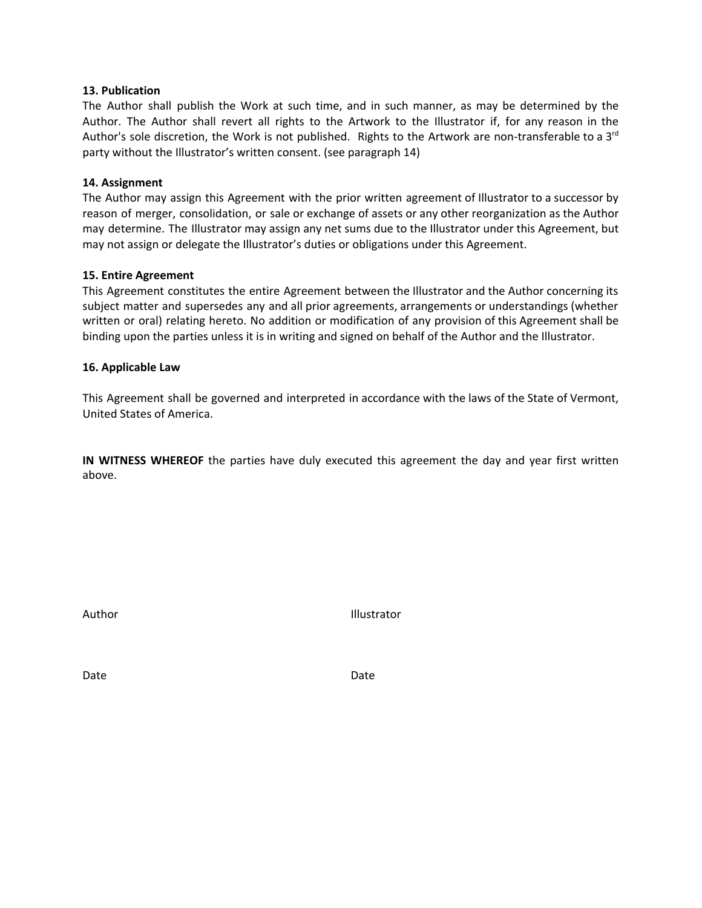**13. Publication**

The Author shall publish the Work at such time, and in such manner, as may be determined by the Author. The Author shall revert all rights to the Artwork to the Illustrator if, for any reason in the Author's sole discretion, the Work is not published. Rights to the Artwork are non-transferable to a 3rd party without the Illustrator's written consent. (see paragraph 14)

**14. Assignment**

The Author may assign this Agreement with the prior written agreement of Illustrator to a successor by reason of merger, consolidation, or sale or exchange of assets or any other reorganization as the Author may determine. The Illustrator may assign any net sums due to the Illustrator under this Agreement, but may not assign or delegate the Illustrator's duties or obligations under this Agreement.

**15. Entire Agreement**

This Agreement constitutes the entire Agreement between the Illustrator and the Author concerning its subject matter and supersedes any and all prior agreements, arrangements or understandings (whether written or oral) relating hereto. No addition or modification of any provision of this Agreement shall be binding upon the parties unless it is in writing and signed on behalf of the Author and the Illustrator.

**16. Applicable Law**

This Agreement shall be governed and interpreted in accordance with the laws of the State of Vermont, United States of America.

**IN WITNESS WHEREOF** the parties have duly executed this agreement the day and year first written above.

Author

Date

Illustrator

Date